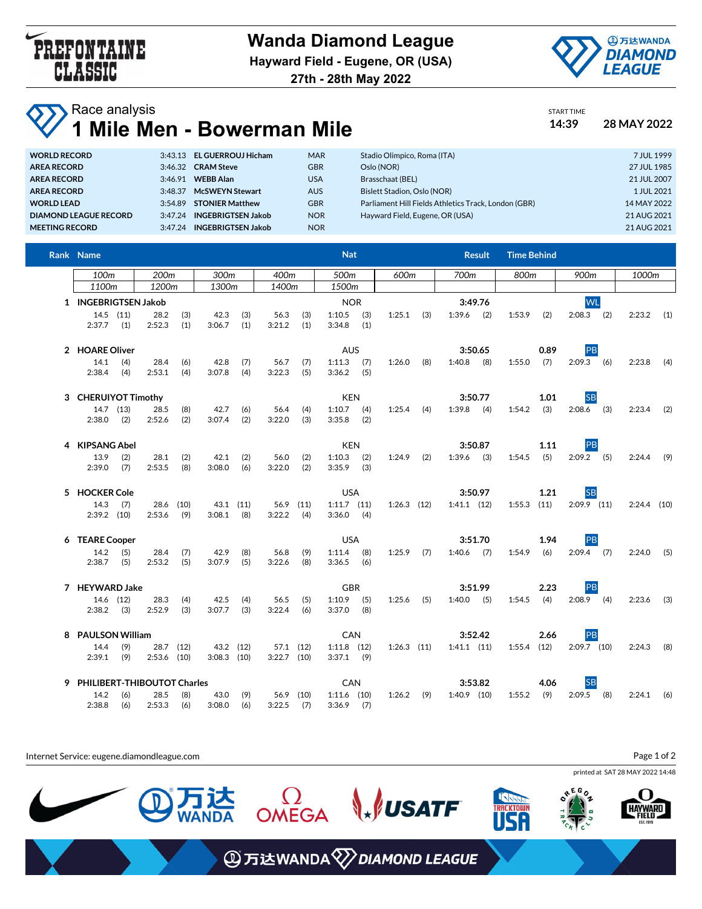# Wanda Diamond League

**Hayward Field - Eugene, OR (USA)**

**27th - 28th May 2022**

## Race analysis

# 1 Mile Men - Bowerman Mile

START TIME **14:39** **28 MAY 2022**

| | | | | | |
|---|---|---|---|---|---|
| **WORLD RECORD** | 3:43.13 | **EL GUERROUJ Hicham** | MAR | Stadio Olimpico, Roma (ITA) | 7 JUL 1999 |
| **AREA RECORD** | 3:46.32 | **CRAM Steve** | GBR | Oslo (NOR) | 27 JUL 1985 |
| **AREA RECORD** | 3:46.91 | **WEBB Alan** | USA | Brasschaat (BEL) | 21 JUL 2007 |
| **AREA RECORD** | 3:48.37 | **McSWEYN Stewart** | AUS | Bislett Stadion, Oslo (NOR) | 1 JUL 2021 |
| **WORLD LEAD** | 3:54.89 | **STONIER Matthew** | GBR | Parliament Hill Fields Athletics Track, London (GBR) | 14 MAY 2022 |
| **DIAMOND LEAGUE RECORD** | 3:47.24 | **INGEBRIGTSEN Jakob** | NOR | Hayward Field, Eugene, OR (USA) | 21 AUG 2021 |
| **MEETING RECORD** | 3:47.24 | **INGEBRIGTSEN Jakob** | NOR | | 21 AUG 2021 |

| Rank | Name | Nat | Result | Time Behind | |
|---|---|---|---|---|---|
| 1 | **INGEBRIGTSEN Jakob** | NOR | **3:49.76** | | WL |
| 2 | **HOARE Oliver** | AUS | **3:50.65** | **0.89** | PB |
| 3 | **CHERUIYOT Timothy** | KEN | **3:50.77** | **1.01** | SB |
| 4 | **KIPSANG Abel** | KEN | **3:50.87** | **1.11** | PB |
| 5 | **HOCKER Cole** | USA | **3:50.97** | **1.21** | SB |
| 6 | **TEARE Cooper** | USA | **3:51.70** | **1.94** | PB |
| 7 | **HEYWARD Jake** | GBR | **3:51.99** | **2.23** | PB |
| 8 | **PAULSON William** | CAN | **3:52.42** | **2.66** | PB |
| 9 | **PHILIBERT-THIBOUTOT Charles** | CAN | **3:53.82** | **4.06** | SB |

| Rank | Name | 100m | 200m | 300m | 400m | 500m | 600m | 700m | 800m | 900m | 1000m | 1100m | 1200m | 1300m | 1400m | 1500m |
|---|---|---|---|---|---|---|---|---|---|---|---|---|---|---|---|---|
| 1 | INGEBRIGTSEN Jakob | 14.5 (11) | 28.2 (3) | 42.3 (3) | 56.3 (3) | 1:10.5 (3) | 1:25.1 (3) | 1:39.6 (2) | 1:53.9 (2) | 2:08.3 (2) | 2:23.2 (1) | 2:37.7 (1) | 2:52.3 (1) | 3:06.7 (1) | 3:21.2 (1) | 3:34.8 (1) |
| 2 | HOARE Oliver | 14.1 (4) | 28.4 (6) | 42.8 (7) | 56.7 (7) | 1:11.3 (7) | 1:26.0 (8) | 1:40.8 (8) | 1:55.0 (7) | 2:09.3 (6) | 2:23.8 (4) | 2:38.4 (4) | 2:53.1 (4) | 3:07.8 (4) | 3:22.3 (5) | 3:36.2 (5) |
| 3 | CHERUIYOT Timothy | 14.7 (13) | 28.5 (8) | 42.7 (6) | 56.4 (4) | 1:10.7 (4) | 1:25.4 (4) | 1:39.8 (4) | 1:54.2 (3) | 2:08.6 (3) | 2:23.4 (2) | 2:38.0 (2) | 2:52.6 (2) | 3:07.4 (2) | 3:22.0 (3) | 3:35.8 (2) |
| 4 | KIPSANG Abel | 13.9 (2) | 28.1 (2) | 42.1 (2) | 56.0 (2) | 1:10.3 (2) | 1:24.9 (2) | 1:39.6 (3) | 1:54.5 (5) | 2:09.2 (5) | 2:24.4 (9) | 2:39.0 (7) | 2:53.5 (8) | 3:08.0 (6) | 3:22.0 (2) | 3:35.9 (3) |
| 5 | HOCKER Cole | 14.3 (7) | 28.6 (10) | 43.1 (11) | 56.9 (11) | 1:11.7 (11) | 1:26.3 (12) | 1:41.1 (12) | 1:55.3 (11) | 2:09.9 (11) | 2:24.4 (10) | 2:39.2 (10) | 2:53.6 (9) | 3:08.1 (8) | 3:22.2 (4) | 3:36.0 (4) |
| 6 | TEARE Cooper | 14.2 (5) | 28.4 (7) | 42.9 (8) | 56.8 (9) | 1:11.4 (8) | 1:25.9 (7) | 1:40.6 (7) | 1:54.9 (6) | 2:09.4 (7) | 2:24.0 (5) | 2:38.7 (5) | 2:53.2 (5) | 3:07.9 (5) | 3:22.6 (8) | 3:36.5 (6) |
| 7 | HEYWARD Jake | 14.6 (12) | 28.3 (4) | 42.5 (4) | 56.5 (5) | 1:10.9 (5) | 1:25.6 (5) | 1:40.0 (5) | 1:54.5 (4) | 2:08.9 (4) | 2:23.6 (3) | 2:38.2 (3) | 2:52.9 (3) | 3:07.7 (3) | 3:22.4 (6) | 3:37.0 (8) |
| 8 | PAULSON William | 14.4 (9) | 28.7 (12) | 43.2 (12) | 57.1 (12) | 1:11.8 (12) | 1:26.3 (11) | 1:41.1 (11) | 1:55.4 (12) | 2:09.7 (10) | 2:24.3 (8) | 2:39.1 (9) | 2:53.6 (10) | 3:08.3 (10) | 3:22.7 (10) | 3:37.1 (9) |
| 9 | PHILIBERT-THIBOUTOT Charles | 14.2 (6) | 28.5 (8) | 43.0 (9) | 56.9 (10) | 1:11.6 (10) | 1:26.2 (9) | 1:40.9 (10) | 1:55.2 (9) | 2:09.5 (8) | 2:24.1 (6) | 2:38.8 (6) | 2:53.3 (6) | 3:08.0 (6) | 3:22.5 (7) | 3:36.9 (7) |

Internet Service: eugene.diamondleague.com

printed at SAT 28 MAY 2022 14:48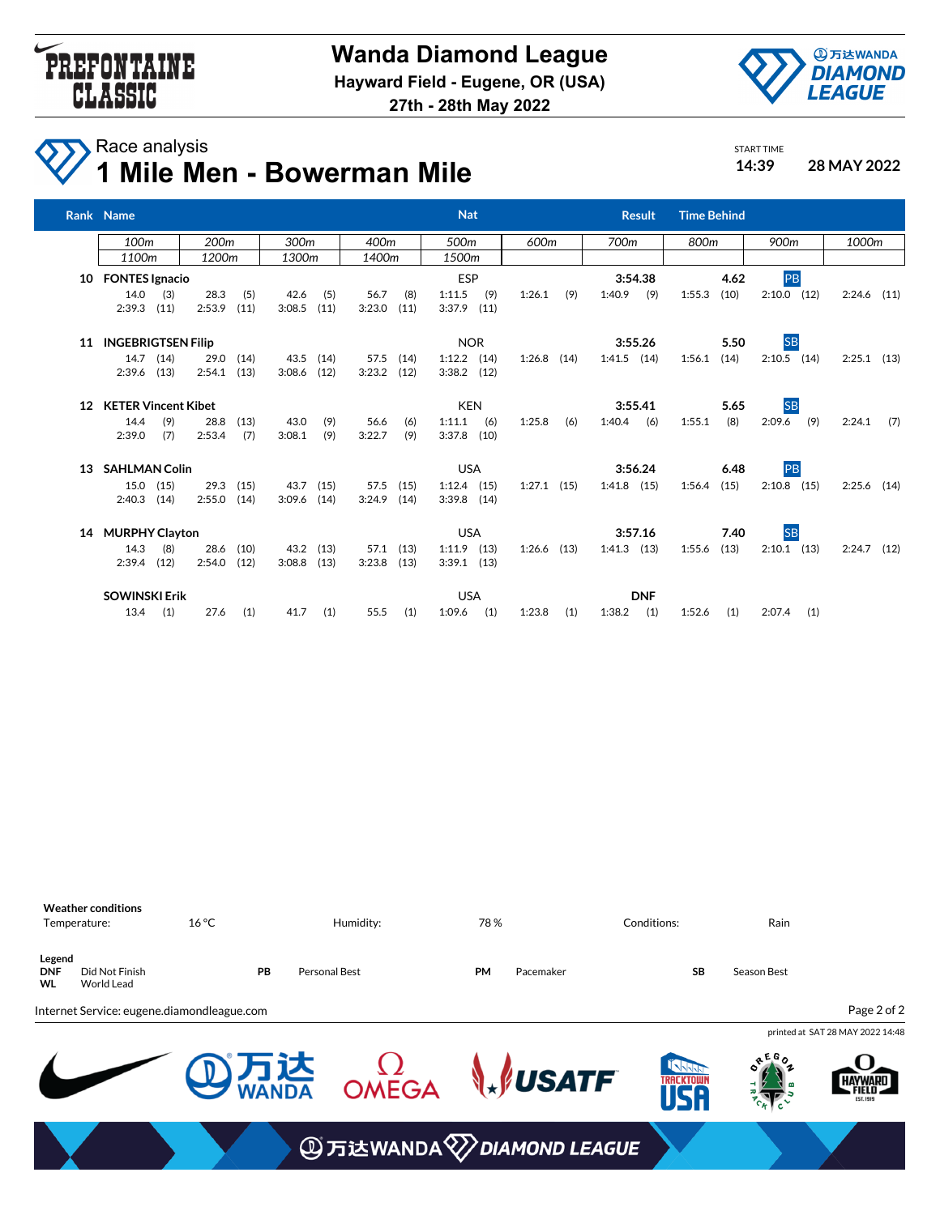# Wanda Diamond League

**Hayward Field - Eugene, OR (USA)**

**27th - 28th May 2022**

Race analysis

## 1 Mile Men - Bowerman Mile

START TIME **14:39** **28 MAY 2022**

| Rank | Name | Nat | Result | Time Behind | |
|---|---|---|---|---|---|

| 100m | 200m | 300m | 400m | 500m | 600m | 700m | 800m | 900m | 1000m |
|---|---|---|---|---|---|---|---|---|---|
| 1100m | 1200m | 1300m | 1400m | 1500m | | | | | |

**10 FONTES Ignacio** — ESP — **3:54.38** — **4.62** — PB

| 100m | 200m | 300m | 400m | 500m | 600m | 700m | 800m | 900m | 1000m |
|---|---|---|---|---|---|---|---|---|---|
| 14.0 (3) | 28.3 (5) | 42.6 (5) | 56.7 (8) | 1:11.5 (9) | 1:26.1 (9) | 1:40.9 (9) | 1:55.3 (10) | 2:10.0 (12) | 2:24.6 (11) |
| 2:39.3 (11) | 2:53.9 (11) | 3:08.5 (11) | 3:23.0 (11) | 3:37.9 (11) | | | | | |

**11 INGEBRIGTSEN Filip** — NOR — **3:55.26** — **5.50** — SB

| 100m | 200m | 300m | 400m | 500m | 600m | 700m | 800m | 900m | 1000m |
|---|---|---|---|---|---|---|---|---|---|
| 14.7 (14) | 29.0 (14) | 43.5 (14) | 57.5 (14) | 1:12.2 (14) | 1:26.8 (14) | 1:41.5 (14) | 1:56.1 (14) | 2:10.5 (14) | 2:25.1 (13) |
| 2:39.6 (13) | 2:54.1 (13) | 3:08.6 (12) | 3:23.2 (12) | 3:38.2 (12) | | | | | |

**12 KETER Vincent Kibet** — KEN — **3:55.41** — **5.65** — SB

| 100m | 200m | 300m | 400m | 500m | 600m | 700m | 800m | 900m | 1000m |
|---|---|---|---|---|---|---|---|---|---|
| 14.4 (9) | 28.8 (13) | 43.0 (9) | 56.6 (6) | 1:11.1 (6) | 1:25.8 (6) | 1:40.4 (6) | 1:55.1 (8) | 2:09.6 (9) | 2:24.1 (7) |
| 2:39.0 (7) | 2:53.4 (7) | 3:08.1 (9) | 3:22.7 (9) | 3:37.8 (10) | | | | | |

**13 SAHLMAN Colin** — USA — **3:56.24** — **6.48** — PB

| 100m | 200m | 300m | 400m | 500m | 600m | 700m | 800m | 900m | 1000m |
|---|---|---|---|---|---|---|---|---|---|
| 15.0 (15) | 29.3 (15) | 43.7 (15) | 57.5 (15) | 1:12.4 (15) | 1:27.1 (15) | 1:41.8 (15) | 1:56.4 (15) | 2:10.8 (15) | 2:25.6 (14) |
| 2:40.3 (14) | 2:55.0 (14) | 3:09.6 (14) | 3:24.9 (14) | 3:39.8 (14) | | | | | |

**14 MURPHY Clayton** — USA — **3:57.16** — **7.40** — SB

| 100m | 200m | 300m | 400m | 500m | 600m | 700m | 800m | 900m | 1000m |
|---|---|---|---|---|---|---|---|---|---|
| 14.3 (8) | 28.6 (10) | 43.2 (13) | 57.1 (13) | 1:11.9 (13) | 1:26.6 (13) | 1:41.3 (13) | 1:55.6 (13) | 2:10.1 (13) | 2:24.7 (12) |
| 2:39.4 (12) | 2:54.0 (12) | 3:08.8 (13) | 3:23.8 (13) | 3:39.1 (13) | | | | | |

**SOWINSKI Erik** — USA — **DNF**

| 100m | 200m | 300m | 400m | 500m | 600m | 700m | 800m | 900m | 1000m |
|---|---|---|---|---|---|---|---|---|---|
| 13.4 (1) | 27.6 (1) | 41.7 (1) | 55.5 (1) | 1:09.6 (1) | 1:23.8 (1) | 1:38.2 (1) | 1:52.6 (1) | 2:07.4 (1) | |

**Weather conditions**

Temperature: 16 °C — Humidity: 78 % — Conditions: Rain

**Legend**

| | | | | | | | |
|---|---|---|---|---|---|---|---|
| **DNF** | Did Not Finish | **PB** | Personal Best | **PM** | Pacemaker | **SB** | Season Best |
| **WL** | World Lead | | | | | | |

Internet Service: eugene.diamondleague.com

printed at SAT 28 MAY 2022 14:48